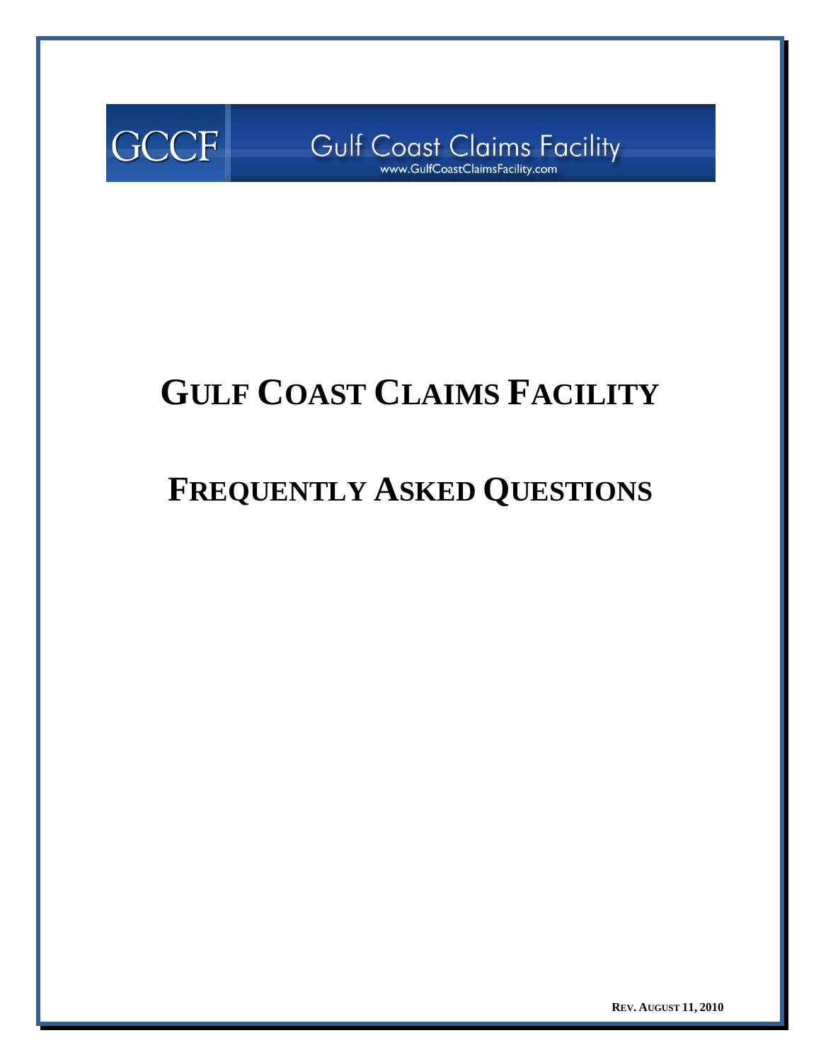GCCF Gulf Coast Claims Facility
www.GulfCoastClaimsFacility.com

# GULF COAST CLAIMS FACILITY

# FREQUENTLY ASKED QUESTIONS

REV. AUGUST 11, 2010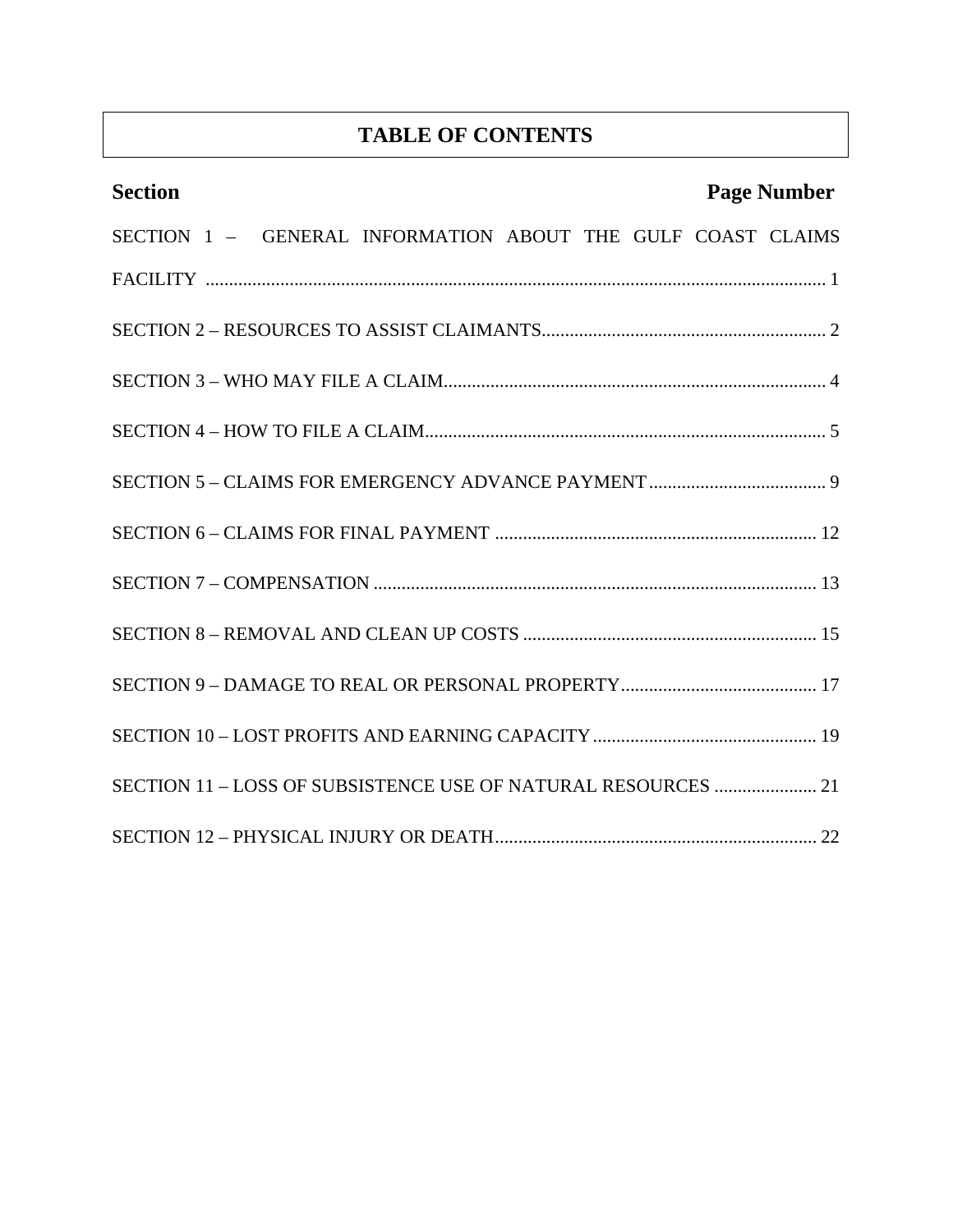# TABLE OF CONTENTS

| Section | Page Number |
| --- | --- |
| SECTION 1 – GENERAL INFORMATION ABOUT THE GULF COAST CLAIMS FACILITY | 1 |
| SECTION 2 – RESOURCES TO ASSIST CLAIMANTS | 2 |
| SECTION 3 – WHO MAY FILE A CLAIM | 4 |
| SECTION 4 – HOW TO FILE A CLAIM | 5 |
| SECTION 5 – CLAIMS FOR EMERGENCY ADVANCE PAYMENT | 9 |
| SECTION 6 – CLAIMS FOR FINAL PAYMENT | 12 |
| SECTION 7 – COMPENSATION | 13 |
| SECTION 8 – REMOVAL AND CLEAN UP COSTS | 15 |
| SECTION 9 – DAMAGE TO REAL OR PERSONAL PROPERTY | 17 |
| SECTION 10 – LOST PROFITS AND EARNING CAPACITY | 19 |
| SECTION 11 – LOSS OF SUBSISTENCE USE OF NATURAL RESOURCES | 21 |
| SECTION 12 – PHYSICAL INJURY OR DEATH | 22 |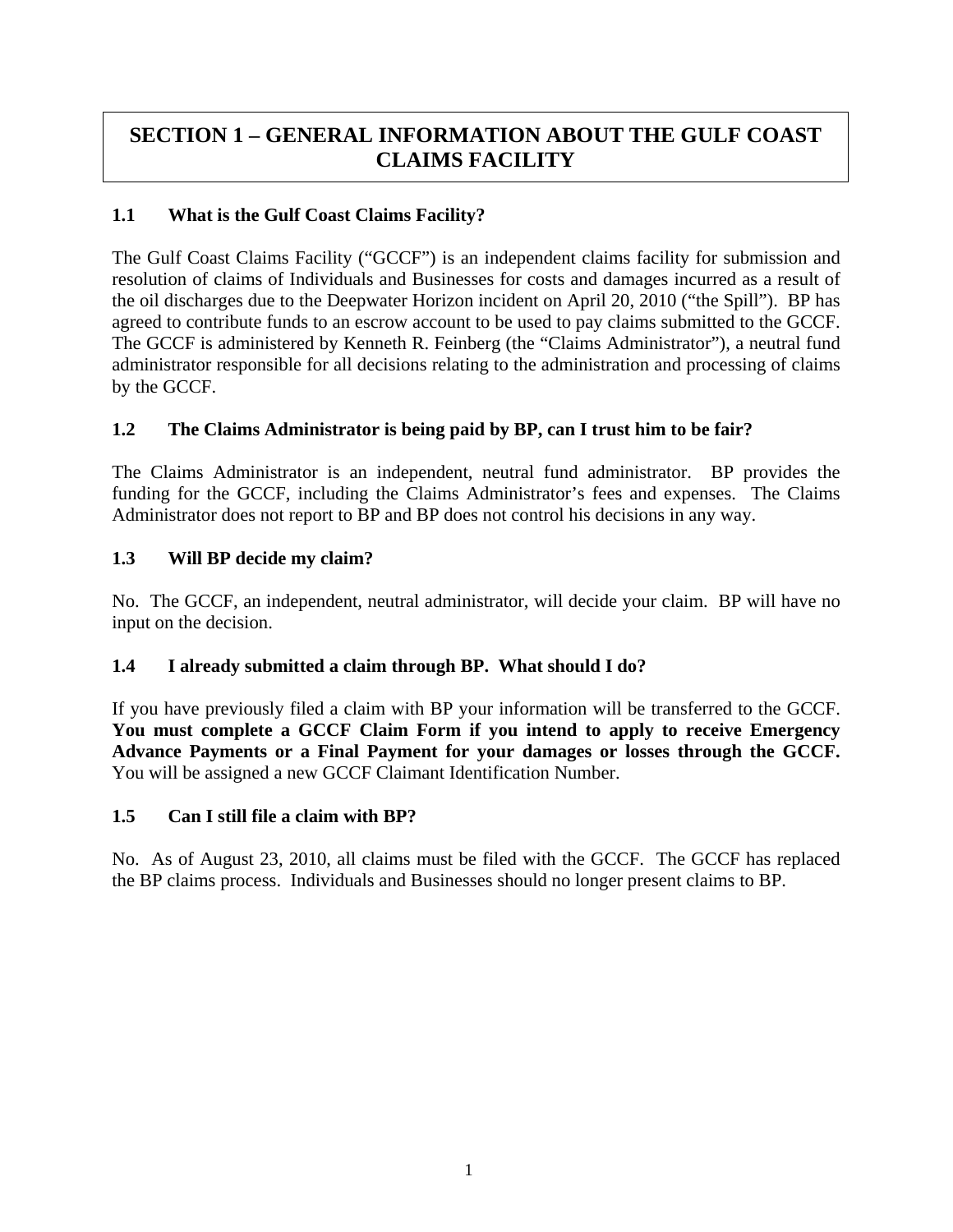# SECTION 1 – GENERAL INFORMATION ABOUT THE GULF COAST CLAIMS FACILITY

### 1.1 What is the Gulf Coast Claims Facility?

The Gulf Coast Claims Facility ("GCCF") is an independent claims facility for submission and resolution of claims of Individuals and Businesses for costs and damages incurred as a result of the oil discharges due to the Deepwater Horizon incident on April 20, 2010 ("the Spill"). BP has agreed to contribute funds to an escrow account to be used to pay claims submitted to the GCCF. The GCCF is administered by Kenneth R. Feinberg (the "Claims Administrator"), a neutral fund administrator responsible for all decisions relating to the administration and processing of claims by the GCCF.

### 1.2 The Claims Administrator is being paid by BP, can I trust him to be fair?

The Claims Administrator is an independent, neutral fund administrator. BP provides the funding for the GCCF, including the Claims Administrator's fees and expenses. The Claims Administrator does not report to BP and BP does not control his decisions in any way.

### 1.3 Will BP decide my claim?

No. The GCCF, an independent, neutral administrator, will decide your claim. BP will have no input on the decision.

### 1.4 I already submitted a claim through BP. What should I do?

If you have previously filed a claim with BP your information will be transferred to the GCCF. **You must complete a GCCF Claim Form if you intend to apply to receive Emergency Advance Payments or a Final Payment for your damages or losses through the GCCF.** You will be assigned a new GCCF Claimant Identification Number.

### 1.5 Can I still file a claim with BP?

No. As of August 23, 2010, all claims must be filed with the GCCF. The GCCF has replaced the BP claims process. Individuals and Businesses should no longer present claims to BP.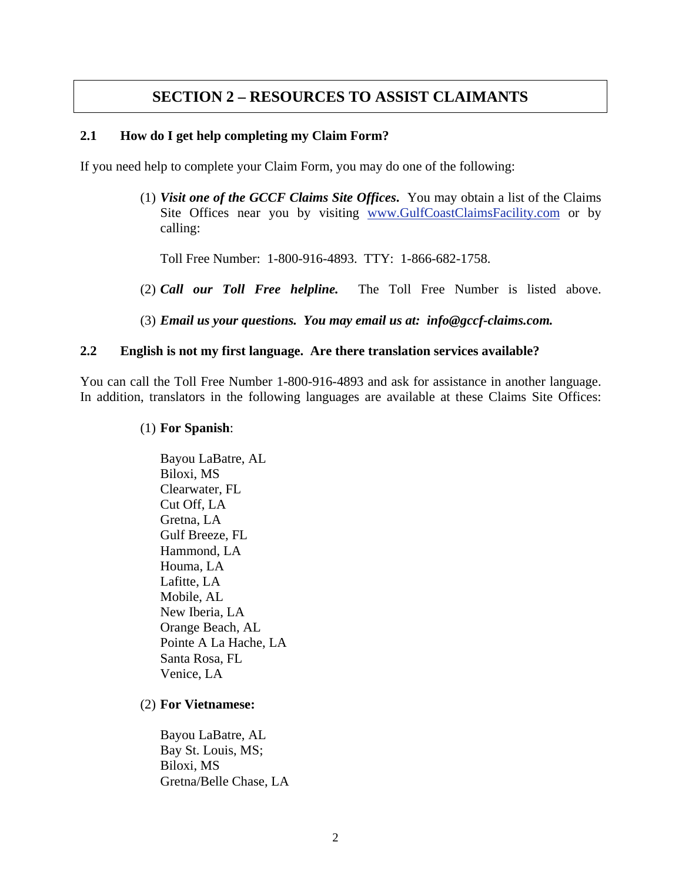# SECTION 2 – RESOURCES TO ASSIST CLAIMANTS

### 2.1 How do I get help completing my Claim Form?

If you need help to complete your Claim Form, you may do one of the following:

(1) ***Visit one of the GCCF Claims Site Offices.*** You may obtain a list of the Claims Site Offices near you by visiting www.GulfCoastClaimsFacility.com or by calling:

Toll Free Number: 1-800-916-4893. TTY: 1-866-682-1758.

(2) ***Call our Toll Free helpline.*** The Toll Free Number is listed above.

(3) ***Email us your questions. You may email us at: info@gccf-claims.com.***

### 2.2 English is not my first language. Are there translation services available?

You can call the Toll Free Number 1-800-916-4893 and ask for assistance in another language. In addition, translators in the following languages are available at these Claims Site Offices:

(1) **For Spanish**:

Bayou LaBatre, AL
Biloxi, MS
Clearwater, FL
Cut Off, LA
Gretna, LA
Gulf Breeze, FL
Hammond, LA
Houma, LA
Lafitte, LA
Mobile, AL
New Iberia, LA
Orange Beach, AL
Pointe A La Hache, LA
Santa Rosa, FL
Venice, LA

(2) **For Vietnamese:**

Bayou LaBatre, AL
Bay St. Louis, MS;
Biloxi, MS
Gretna/Belle Chase, LA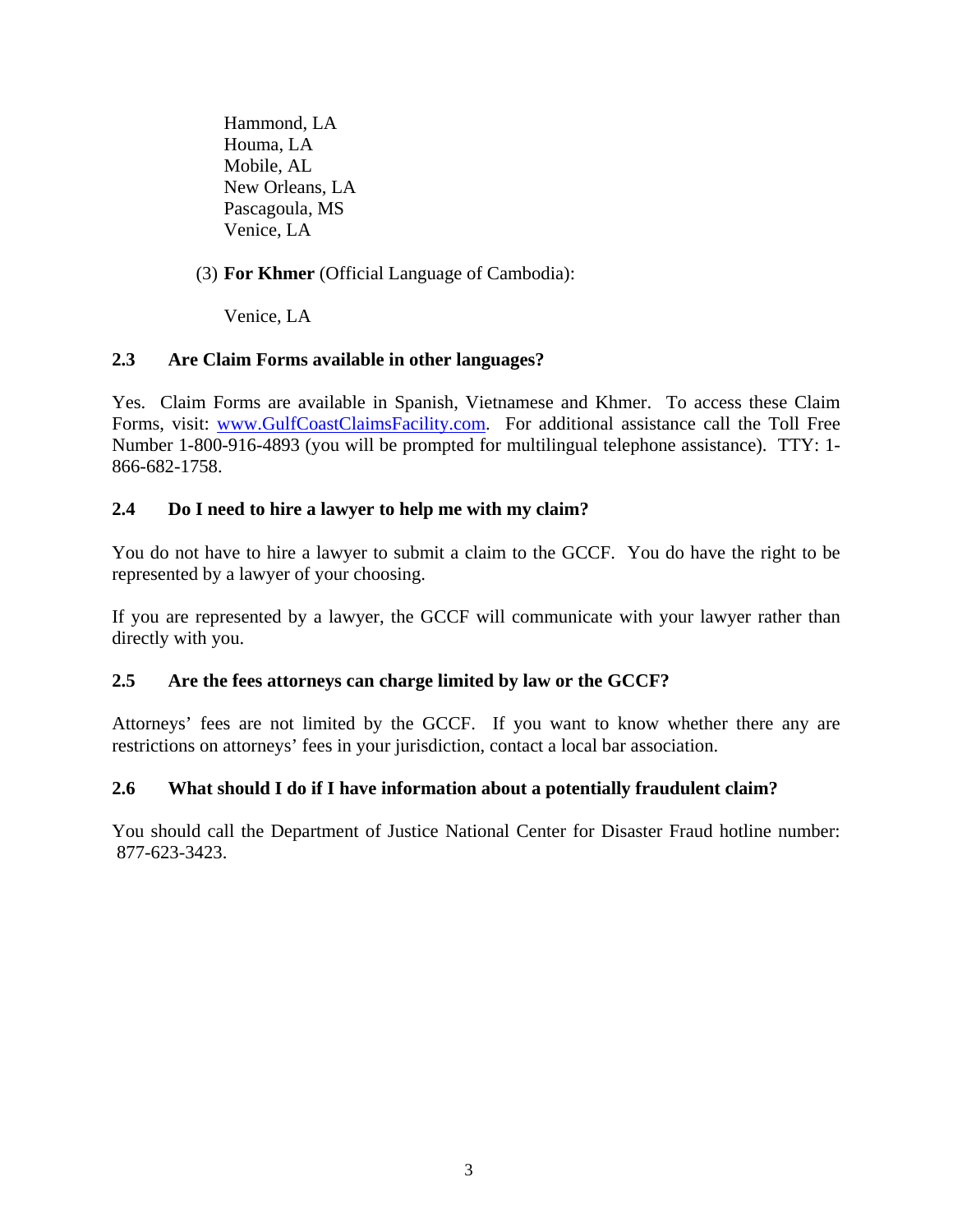Hammond, LA
Houma, LA
Mobile, AL
New Orleans, LA
Pascagoula, MS
Venice, LA

(3) **For Khmer** (Official Language of Cambodia):

Venice, LA

### 2.3 Are Claim Forms available in other languages?

Yes. Claim Forms are available in Spanish, Vietnamese and Khmer. To access these Claim Forms, visit: [www.GulfCoastClaimsFacility.com](http://www.GulfCoastClaimsFacility.com). For additional assistance call the Toll Free Number 1-800-916-4893 (you will be prompted for multilingual telephone assistance). TTY: 1-866-682-1758.

### 2.4 Do I need to hire a lawyer to help me with my claim?

You do not have to hire a lawyer to submit a claim to the GCCF. You do have the right to be represented by a lawyer of your choosing.

If you are represented by a lawyer, the GCCF will communicate with your lawyer rather than directly with you.

### 2.5 Are the fees attorneys can charge limited by law or the GCCF?

Attorneys' fees are not limited by the GCCF. If you want to know whether there any are restrictions on attorneys' fees in your jurisdiction, contact a local bar association.

### 2.6 What should I do if I have information about a potentially fraudulent claim?

You should call the Department of Justice National Center for Disaster Fraud hotline number: 877-623-3423.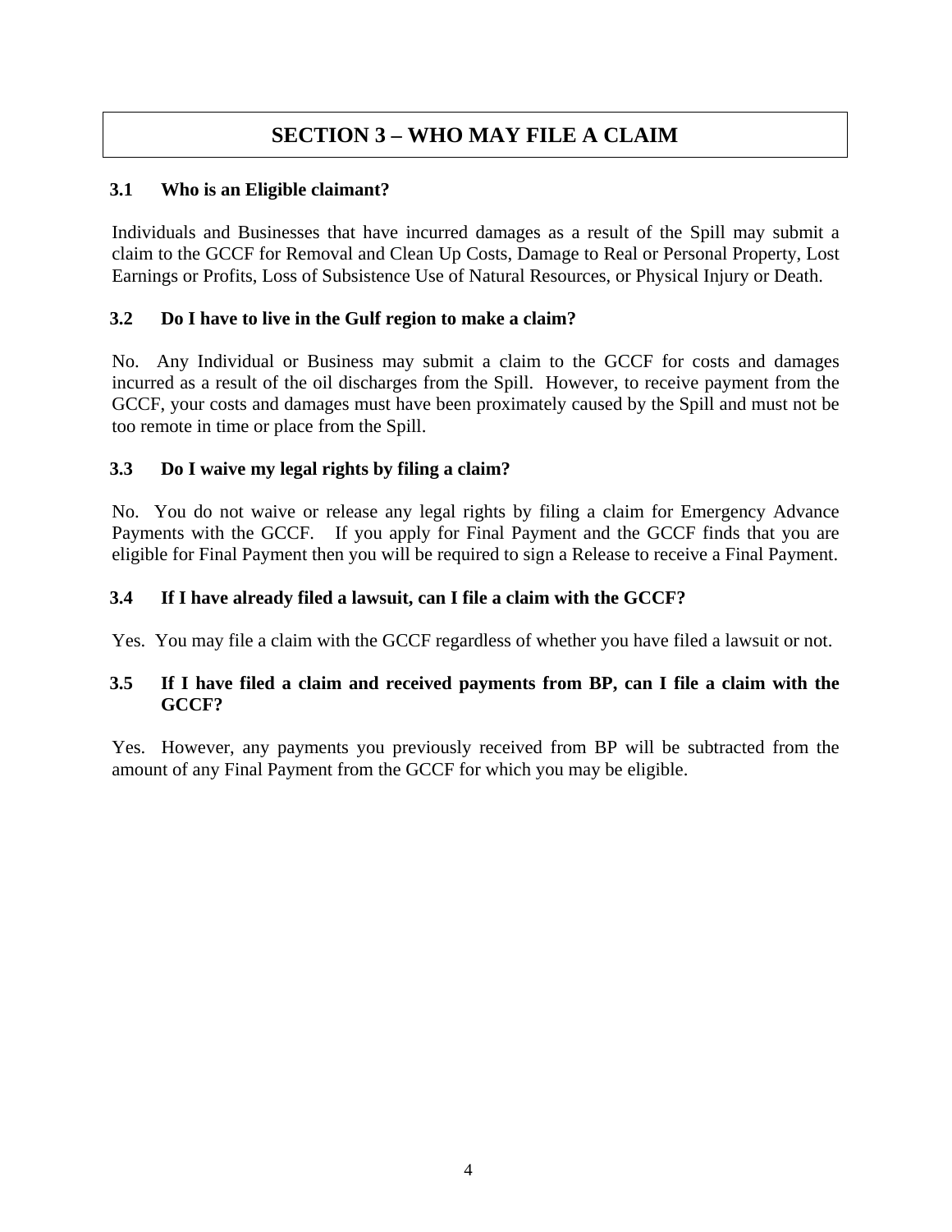# SECTION 3 – WHO MAY FILE A CLAIM

### 3.1 Who is an Eligible claimant?

Individuals and Businesses that have incurred damages as a result of the Spill may submit a claim to the GCCF for Removal and Clean Up Costs, Damage to Real or Personal Property, Lost Earnings or Profits, Loss of Subsistence Use of Natural Resources, or Physical Injury or Death.

### 3.2 Do I have to live in the Gulf region to make a claim?

No. Any Individual or Business may submit a claim to the GCCF for costs and damages incurred as a result of the oil discharges from the Spill. However, to receive payment from the GCCF, your costs and damages must have been proximately caused by the Spill and must not be too remote in time or place from the Spill.

### 3.3 Do I waive my legal rights by filing a claim?

No. You do not waive or release any legal rights by filing a claim for Emergency Advance Payments with the GCCF. If you apply for Final Payment and the GCCF finds that you are eligible for Final Payment then you will be required to sign a Release to receive a Final Payment.

### 3.4 If I have already filed a lawsuit, can I file a claim with the GCCF?

Yes. You may file a claim with the GCCF regardless of whether you have filed a lawsuit or not.

### 3.5 If I have filed a claim and received payments from BP, can I file a claim with the GCCF?

Yes. However, any payments you previously received from BP will be subtracted from the amount of any Final Payment from the GCCF for which you may be eligible.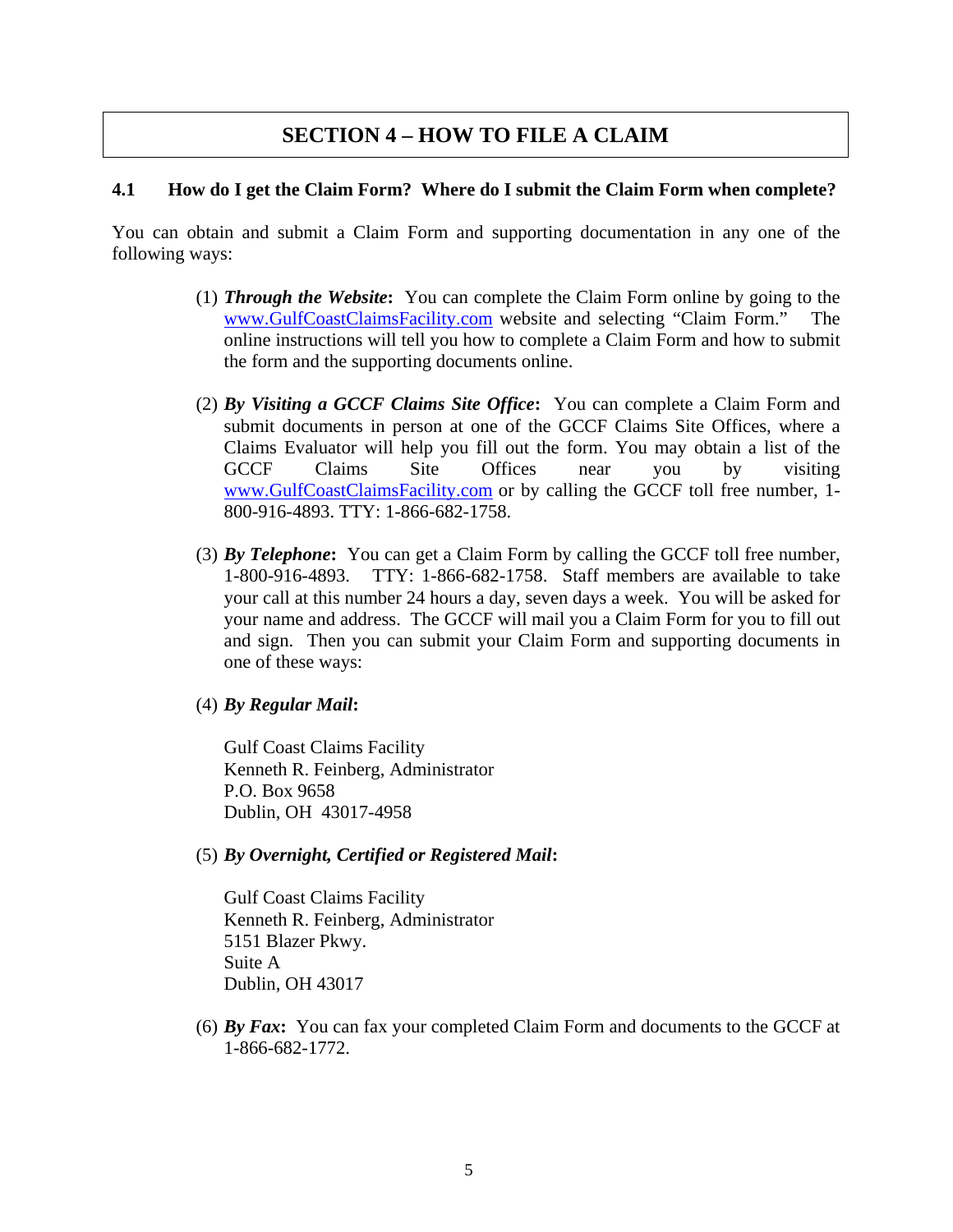# SECTION 4 – HOW TO FILE A CLAIM

### 4.1 How do I get the Claim Form? Where do I submit the Claim Form when complete?

You can obtain and submit a Claim Form and supporting documentation in any one of the following ways:

(1) ***Through the Website*:** You can complete the Claim Form online by going to the www.GulfCoastClaimsFacility.com website and selecting "Claim Form." The online instructions will tell you how to complete a Claim Form and how to submit the form and the supporting documents online.

(2) ***By Visiting a GCCF Claims Site Office*:** You can complete a Claim Form and submit documents in person at one of the GCCF Claims Site Offices, where a Claims Evaluator will help you fill out the form. You may obtain a list of the GCCF Claims Site Offices near you by visiting www.GulfCoastClaimsFacility.com or by calling the GCCF toll free number, 1-800-916-4893. TTY: 1-866-682-1758.

(3) ***By Telephone*:** You can get a Claim Form by calling the GCCF toll free number, 1-800-916-4893. TTY: 1-866-682-1758. Staff members are available to take your call at this number 24 hours a day, seven days a week. You will be asked for your name and address. The GCCF will mail you a Claim Form for you to fill out and sign. Then you can submit your Claim Form and supporting documents in one of these ways:

(4) ***By Regular Mail*:**

Gulf Coast Claims Facility
Kenneth R. Feinberg, Administrator
P.O. Box 9658
Dublin, OH 43017-4958

(5) ***By Overnight, Certified or Registered Mail*:**

Gulf Coast Claims Facility
Kenneth R. Feinberg, Administrator
5151 Blazer Pkwy.
Suite A
Dublin, OH 43017

(6) ***By Fax*:** You can fax your completed Claim Form and documents to the GCCF at 1-866-682-1772.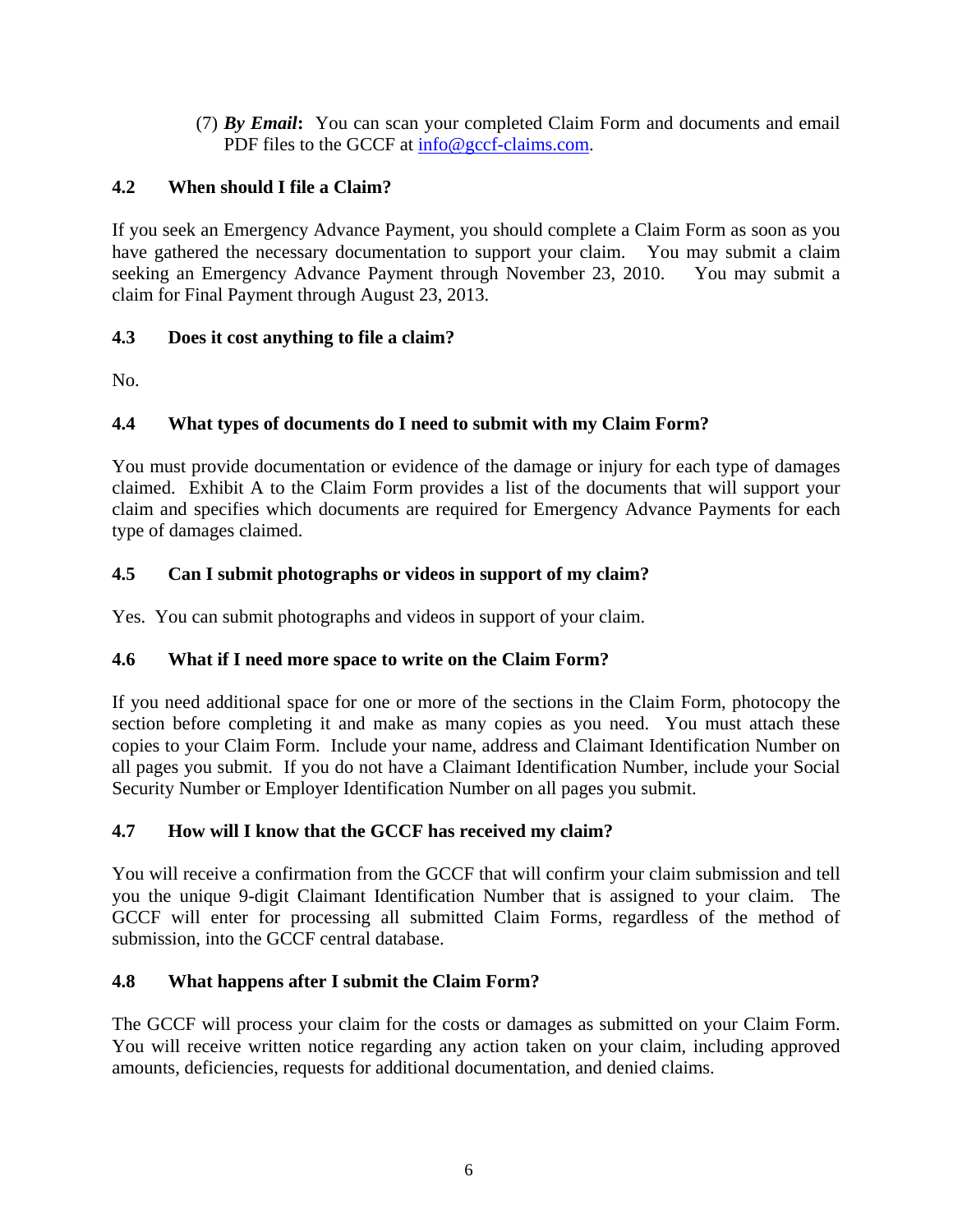(7) ***By Email*****:** You can scan your completed Claim Form and documents and email PDF files to the GCCF at info@gccf-claims.com.

### 4.2 When should I file a Claim?

If you seek an Emergency Advance Payment, you should complete a Claim Form as soon as you have gathered the necessary documentation to support your claim. You may submit a claim seeking an Emergency Advance Payment through November 23, 2010. You may submit a claim for Final Payment through August 23, 2013.

### 4.3 Does it cost anything to file a claim?

No.

### 4.4 What types of documents do I need to submit with my Claim Form?

You must provide documentation or evidence of the damage or injury for each type of damages claimed. Exhibit A to the Claim Form provides a list of the documents that will support your claim and specifies which documents are required for Emergency Advance Payments for each type of damages claimed.

### 4.5 Can I submit photographs or videos in support of my claim?

Yes. You can submit photographs and videos in support of your claim.

### 4.6 What if I need more space to write on the Claim Form?

If you need additional space for one or more of the sections in the Claim Form, photocopy the section before completing it and make as many copies as you need. You must attach these copies to your Claim Form. Include your name, address and Claimant Identification Number on all pages you submit. If you do not have a Claimant Identification Number, include your Social Security Number or Employer Identification Number on all pages you submit.

### 4.7 How will I know that the GCCF has received my claim?

You will receive a confirmation from the GCCF that will confirm your claim submission and tell you the unique 9-digit Claimant Identification Number that is assigned to your claim. The GCCF will enter for processing all submitted Claim Forms, regardless of the method of submission, into the GCCF central database.

### 4.8 What happens after I submit the Claim Form?

The GCCF will process your claim for the costs or damages as submitted on your Claim Form. You will receive written notice regarding any action taken on your claim, including approved amounts, deficiencies, requests for additional documentation, and denied claims.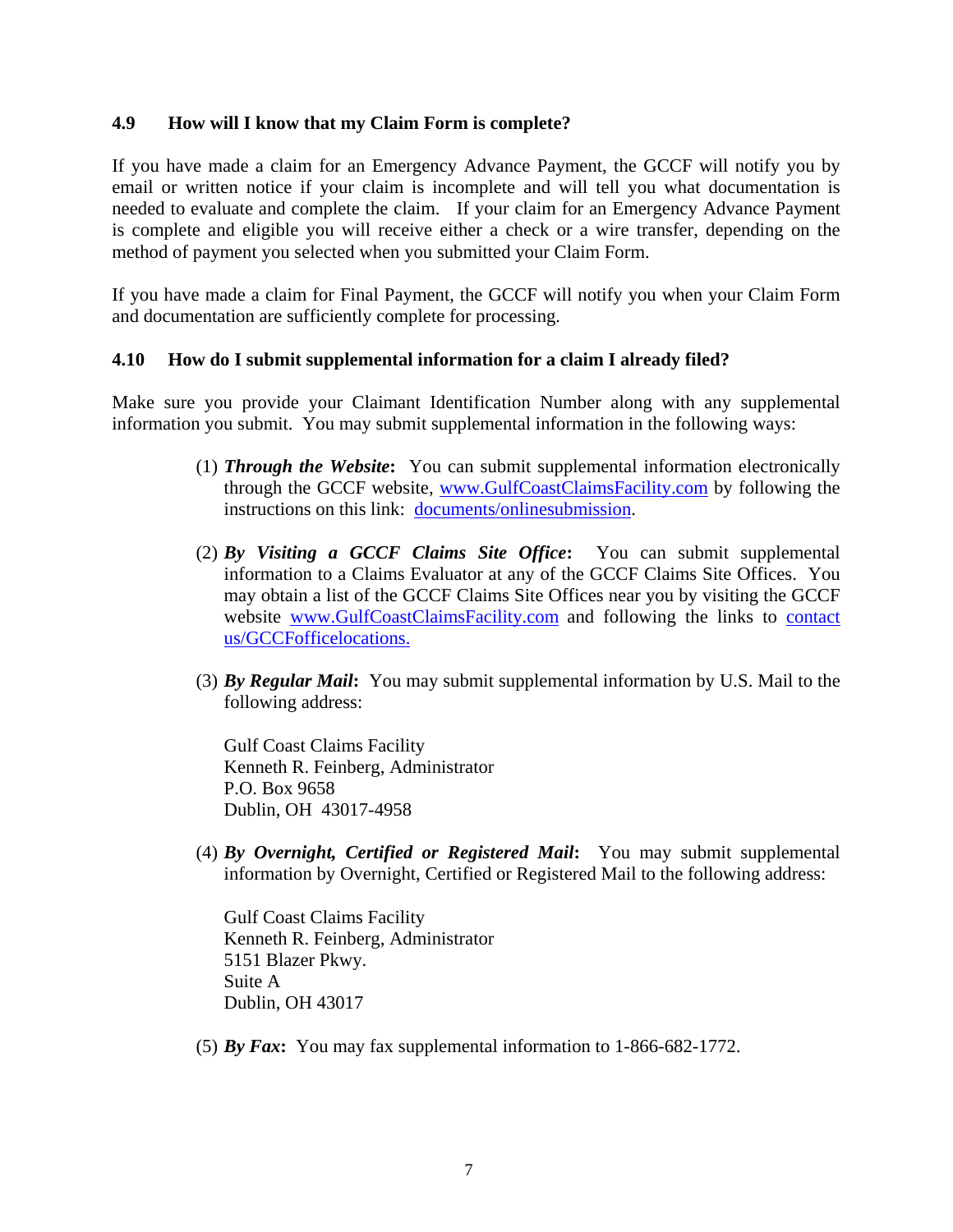### 4.9 How will I know that my Claim Form is complete?

If you have made a claim for an Emergency Advance Payment, the GCCF will notify you by email or written notice if your claim is incomplete and will tell you what documentation is needed to evaluate and complete the claim. If your claim for an Emergency Advance Payment is complete and eligible you will receive either a check or a wire transfer, depending on the method of payment you selected when you submitted your Claim Form.

If you have made a claim for Final Payment, the GCCF will notify you when your Claim Form and documentation are sufficiently complete for processing.

### 4.10 How do I submit supplemental information for a claim I already filed?

Make sure you provide your Claimant Identification Number along with any supplemental information you submit. You may submit supplemental information in the following ways:

(1) ***Through the Website*****:** You can submit supplemental information electronically through the GCCF website, www.GulfCoastClaimsFacility.com by following the instructions on this link: documents/onlinesubmission.

(2) ***By Visiting a GCCF Claims Site Office*****:** You can submit supplemental information to a Claims Evaluator at any of the GCCF Claims Site Offices. You may obtain a list of the GCCF Claims Site Offices near you by visiting the GCCF website www.GulfCoastClaimsFacility.com and following the links to contact us/GCCFofficelocations.

(3) ***By Regular Mail*****:** You may submit supplemental information by U.S. Mail to the following address:

Gulf Coast Claims Facility
Kenneth R. Feinberg, Administrator
P.O. Box 9658
Dublin, OH 43017-4958

(4) ***By Overnight, Certified or Registered Mail*****:** You may submit supplemental information by Overnight, Certified or Registered Mail to the following address:

Gulf Coast Claims Facility
Kenneth R. Feinberg, Administrator
5151 Blazer Pkwy.
Suite A
Dublin, OH 43017

(5) ***By Fax*****:** You may fax supplemental information to 1-866-682-1772.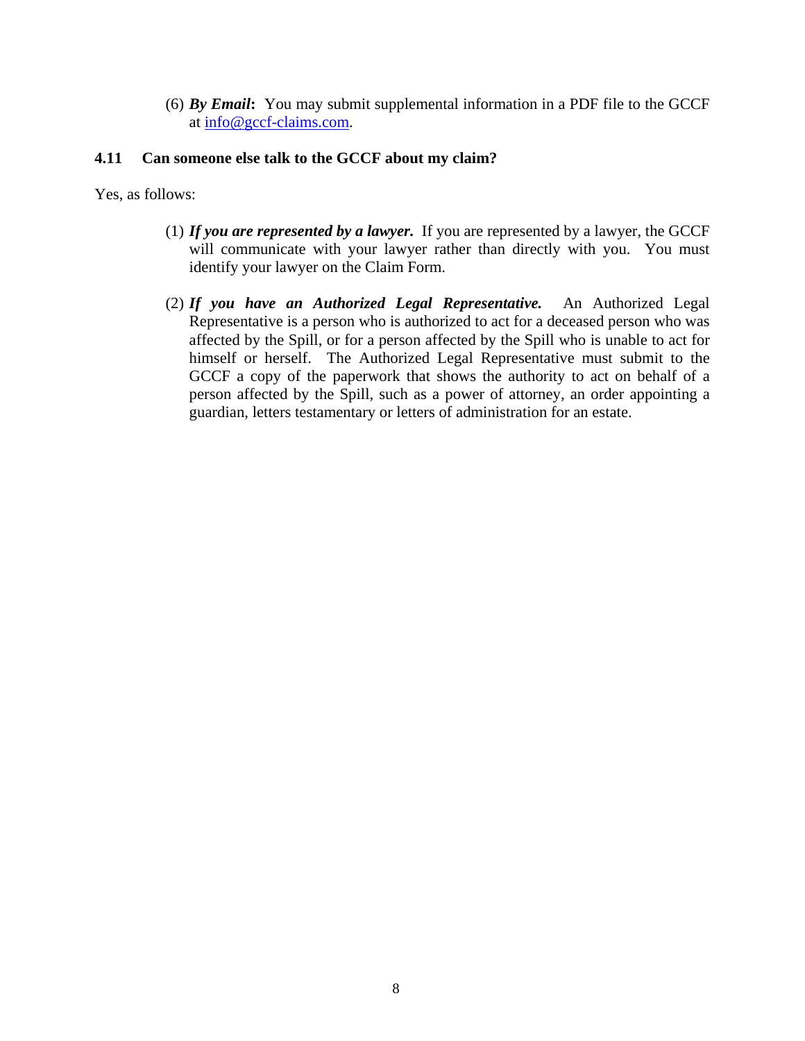(6) ***By Email*****:** You may submit supplemental information in a PDF file to the GCCF at info@gccf-claims.com.

### 4.11 Can someone else talk to the GCCF about my claim?

Yes, as follows:

(1) ***If you are represented by a lawyer.*** If you are represented by a lawyer, the GCCF will communicate with your lawyer rather than directly with you. You must identify your lawyer on the Claim Form.

(2) ***If you have an Authorized Legal Representative.*** An Authorized Legal Representative is a person who is authorized to act for a deceased person who was affected by the Spill, or for a person affected by the Spill who is unable to act for himself or herself. The Authorized Legal Representative must submit to the GCCF a copy of the paperwork that shows the authority to act on behalf of a person affected by the Spill, such as a power of attorney, an order appointing a guardian, letters testamentary or letters of administration for an estate.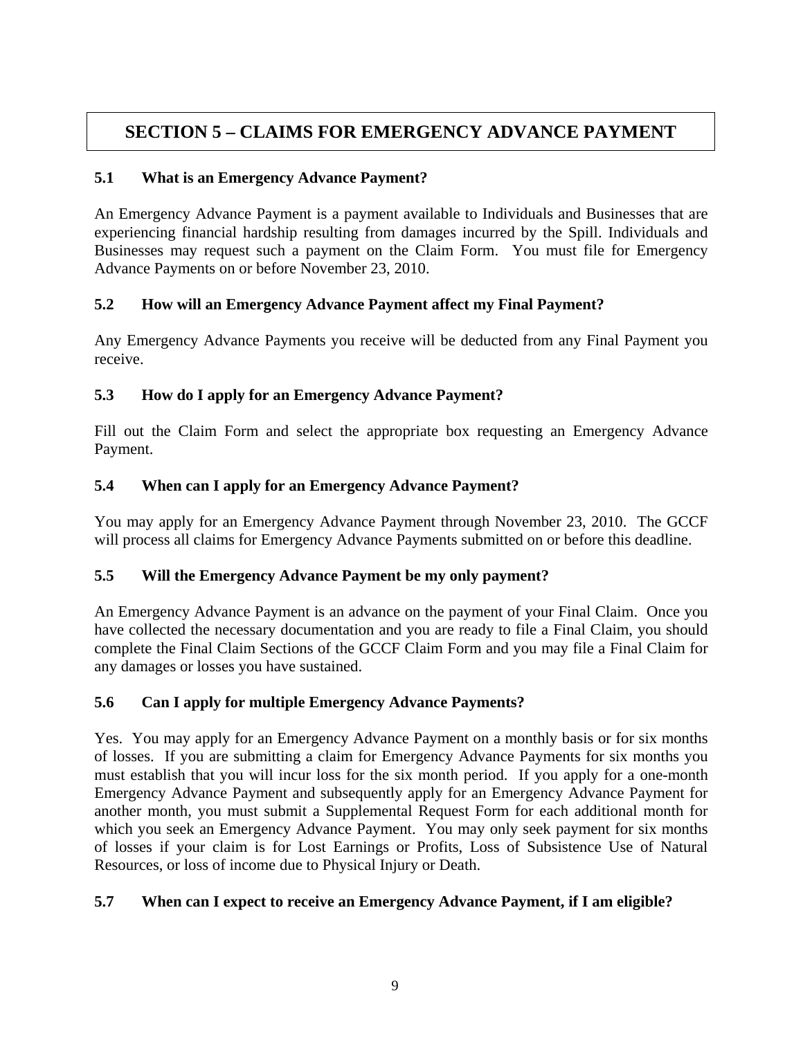# SECTION 5 – CLAIMS FOR EMERGENCY ADVANCE PAYMENT

### 5.1 What is an Emergency Advance Payment?

An Emergency Advance Payment is a payment available to Individuals and Businesses that are experiencing financial hardship resulting from damages incurred by the Spill. Individuals and Businesses may request such a payment on the Claim Form. You must file for Emergency Advance Payments on or before November 23, 2010.

### 5.2 How will an Emergency Advance Payment affect my Final Payment?

Any Emergency Advance Payments you receive will be deducted from any Final Payment you receive.

### 5.3 How do I apply for an Emergency Advance Payment?

Fill out the Claim Form and select the appropriate box requesting an Emergency Advance Payment.

### 5.4 When can I apply for an Emergency Advance Payment?

You may apply for an Emergency Advance Payment through November 23, 2010. The GCCF will process all claims for Emergency Advance Payments submitted on or before this deadline.

### 5.5 Will the Emergency Advance Payment be my only payment?

An Emergency Advance Payment is an advance on the payment of your Final Claim. Once you have collected the necessary documentation and you are ready to file a Final Claim, you should complete the Final Claim Sections of the GCCF Claim Form and you may file a Final Claim for any damages or losses you have sustained.

### 5.6 Can I apply for multiple Emergency Advance Payments?

Yes. You may apply for an Emergency Advance Payment on a monthly basis or for six months of losses. If you are submitting a claim for Emergency Advance Payments for six months you must establish that you will incur loss for the six month period. If you apply for a one-month Emergency Advance Payment and subsequently apply for an Emergency Advance Payment for another month, you must submit a Supplemental Request Form for each additional month for which you seek an Emergency Advance Payment. You may only seek payment for six months of losses if your claim is for Lost Earnings or Profits, Loss of Subsistence Use of Natural Resources, or loss of income due to Physical Injury or Death.

### 5.7 When can I expect to receive an Emergency Advance Payment, if I am eligible?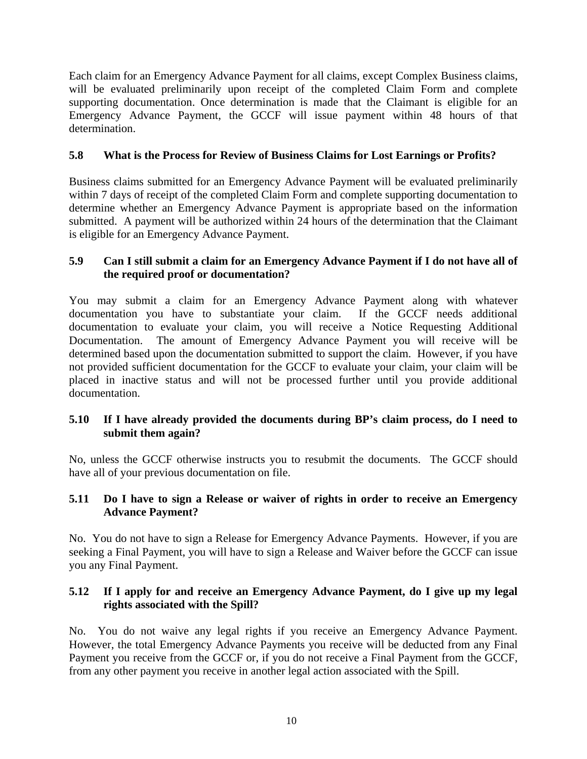Each claim for an Emergency Advance Payment for all claims, except Complex Business claims, will be evaluated preliminarily upon receipt of the completed Claim Form and complete supporting documentation. Once determination is made that the Claimant is eligible for an Emergency Advance Payment, the GCCF will issue payment within 48 hours of that determination.

### 5.8 What is the Process for Review of Business Claims for Lost Earnings or Profits?

Business claims submitted for an Emergency Advance Payment will be evaluated preliminarily within 7 days of receipt of the completed Claim Form and complete supporting documentation to determine whether an Emergency Advance Payment is appropriate based on the information submitted. A payment will be authorized within 24 hours of the determination that the Claimant is eligible for an Emergency Advance Payment.

### 5.9 Can I still submit a claim for an Emergency Advance Payment if I do not have all of the required proof or documentation?

You may submit a claim for an Emergency Advance Payment along with whatever documentation you have to substantiate your claim. If the GCCF needs additional documentation to evaluate your claim, you will receive a Notice Requesting Additional Documentation. The amount of Emergency Advance Payment you will receive will be determined based upon the documentation submitted to support the claim. However, if you have not provided sufficient documentation for the GCCF to evaluate your claim, your claim will be placed in inactive status and will not be processed further until you provide additional documentation.

### 5.10 If I have already provided the documents during BP's claim process, do I need to submit them again?

No, unless the GCCF otherwise instructs you to resubmit the documents. The GCCF should have all of your previous documentation on file.

### 5.11 Do I have to sign a Release or waiver of rights in order to receive an Emergency Advance Payment?

No. You do not have to sign a Release for Emergency Advance Payments. However, if you are seeking a Final Payment, you will have to sign a Release and Waiver before the GCCF can issue you any Final Payment.

### 5.12 If I apply for and receive an Emergency Advance Payment, do I give up my legal rights associated with the Spill?

No. You do not waive any legal rights if you receive an Emergency Advance Payment. However, the total Emergency Advance Payments you receive will be deducted from any Final Payment you receive from the GCCF or, if you do not receive a Final Payment from the GCCF, from any other payment you receive in another legal action associated with the Spill.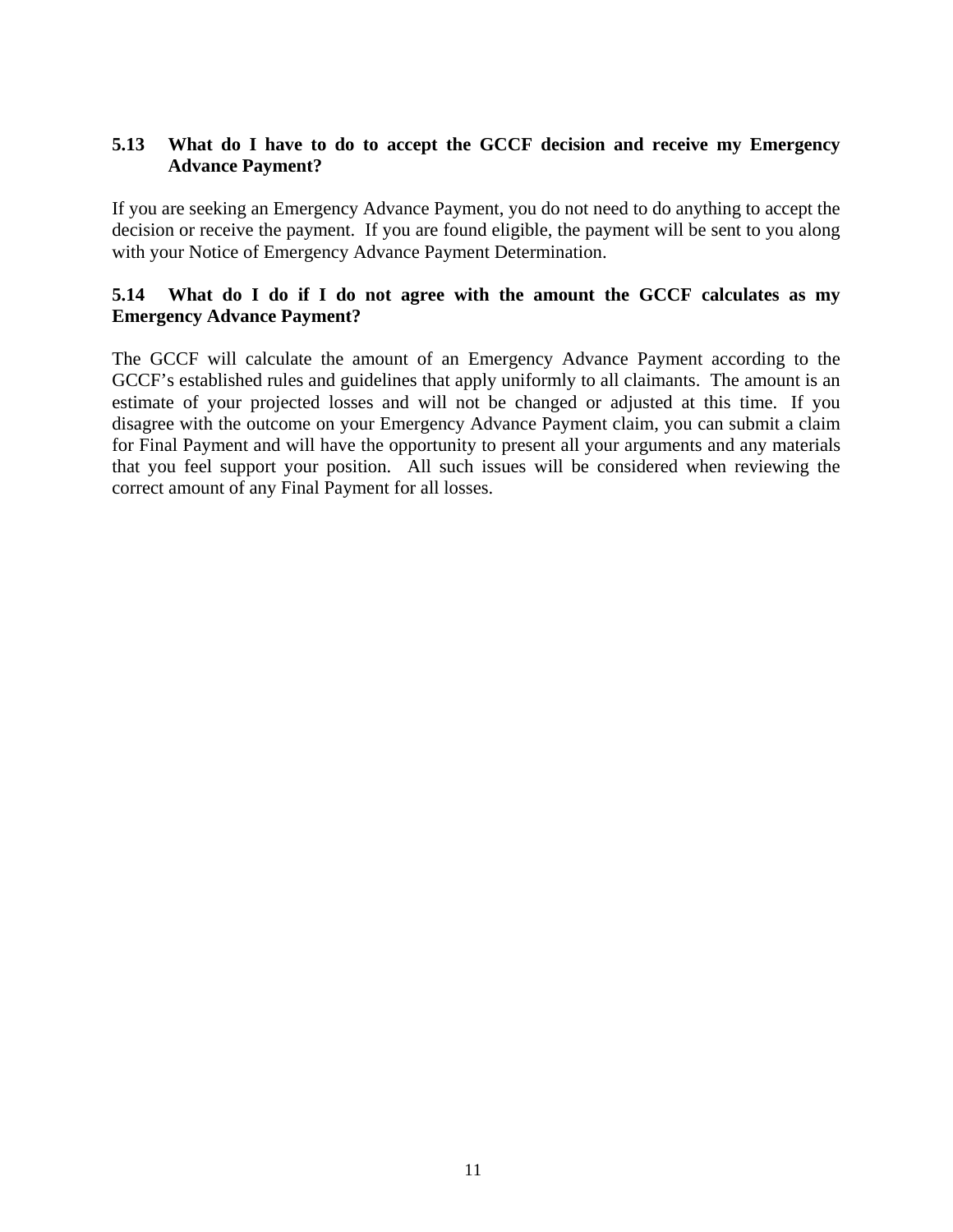### 5.13 What do I have to do to accept the GCCF decision and receive my Emergency Advance Payment?

If you are seeking an Emergency Advance Payment, you do not need to do anything to accept the decision or receive the payment. If you are found eligible, the payment will be sent to you along with your Notice of Emergency Advance Payment Determination.

### 5.14 What do I do if I do not agree with the amount the GCCF calculates as my Emergency Advance Payment?

The GCCF will calculate the amount of an Emergency Advance Payment according to the GCCF's established rules and guidelines that apply uniformly to all claimants. The amount is an estimate of your projected losses and will not be changed or adjusted at this time. If you disagree with the outcome on your Emergency Advance Payment claim, you can submit a claim for Final Payment and will have the opportunity to present all your arguments and any materials that you feel support your position. All such issues will be considered when reviewing the correct amount of any Final Payment for all losses.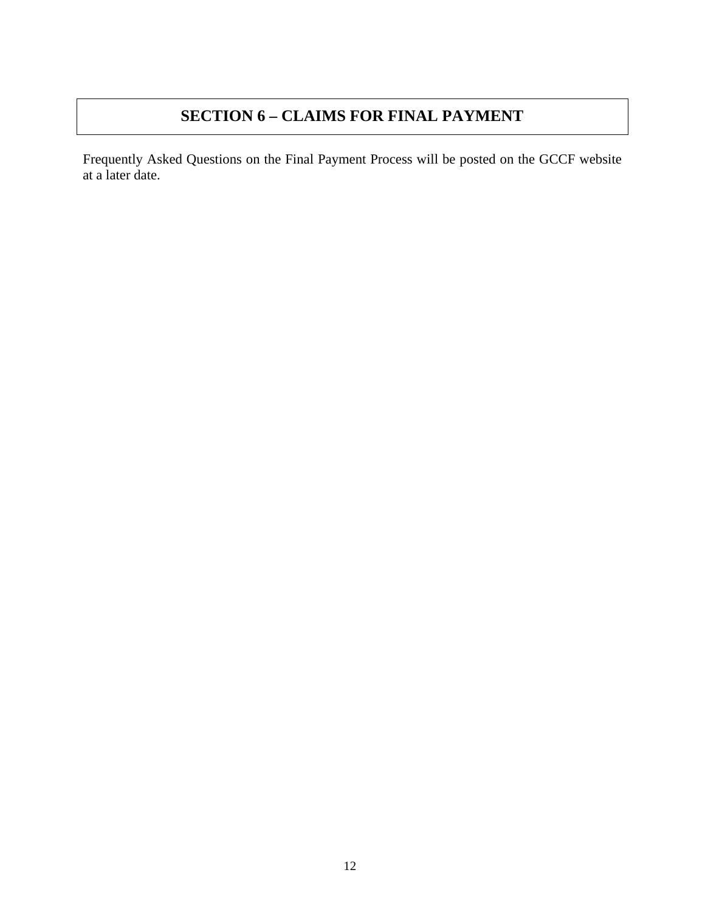# SECTION 6 – CLAIMS FOR FINAL PAYMENT

Frequently Asked Questions on the Final Payment Process will be posted on the GCCF website at a later date.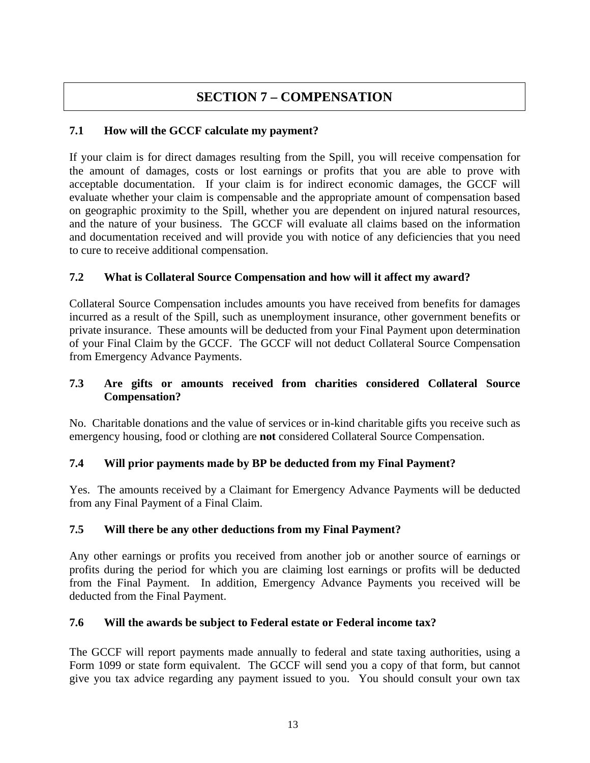# SECTION 7 – COMPENSATION

### 7.1 How will the GCCF calculate my payment?

If your claim is for direct damages resulting from the Spill, you will receive compensation for the amount of damages, costs or lost earnings or profits that you are able to prove with acceptable documentation. If your claim is for indirect economic damages, the GCCF will evaluate whether your claim is compensable and the appropriate amount of compensation based on geographic proximity to the Spill, whether you are dependent on injured natural resources, and the nature of your business. The GCCF will evaluate all claims based on the information and documentation received and will provide you with notice of any deficiencies that you need to cure to receive additional compensation.

### 7.2 What is Collateral Source Compensation and how will it affect my award?

Collateral Source Compensation includes amounts you have received from benefits for damages incurred as a result of the Spill, such as unemployment insurance, other government benefits or private insurance. These amounts will be deducted from your Final Payment upon determination of your Final Claim by the GCCF. The GCCF will not deduct Collateral Source Compensation from Emergency Advance Payments.

### 7.3 Are gifts or amounts received from charities considered Collateral Source Compensation?

No. Charitable donations and the value of services or in-kind charitable gifts you receive such as emergency housing, food or clothing are **not** considered Collateral Source Compensation.

### 7.4 Will prior payments made by BP be deducted from my Final Payment?

Yes. The amounts received by a Claimant for Emergency Advance Payments will be deducted from any Final Payment of a Final Claim.

### 7.5 Will there be any other deductions from my Final Payment?

Any other earnings or profits you received from another job or another source of earnings or profits during the period for which you are claiming lost earnings or profits will be deducted from the Final Payment. In addition, Emergency Advance Payments you received will be deducted from the Final Payment.

### 7.6 Will the awards be subject to Federal estate or Federal income tax?

The GCCF will report payments made annually to federal and state taxing authorities, using a Form 1099 or state form equivalent. The GCCF will send you a copy of that form, but cannot give you tax advice regarding any payment issued to you. You should consult your own tax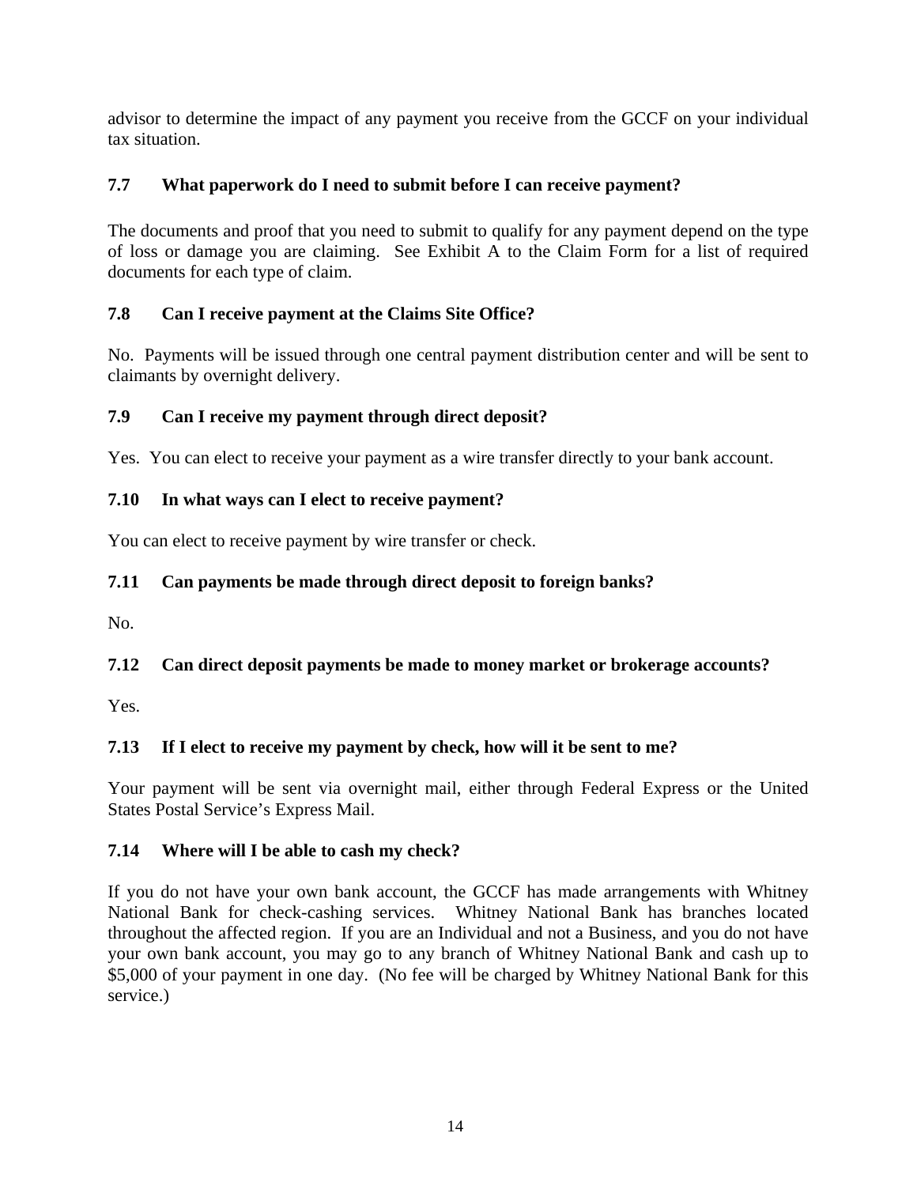advisor to determine the impact of any payment you receive from the GCCF on your individual tax situation.

### 7.7 What paperwork do I need to submit before I can receive payment?

The documents and proof that you need to submit to qualify for any payment depend on the type of loss or damage you are claiming. See Exhibit A to the Claim Form for a list of required documents for each type of claim.

### 7.8 Can I receive payment at the Claims Site Office?

No. Payments will be issued through one central payment distribution center and will be sent to claimants by overnight delivery.

### 7.9 Can I receive my payment through direct deposit?

Yes. You can elect to receive your payment as a wire transfer directly to your bank account.

### 7.10 In what ways can I elect to receive payment?

You can elect to receive payment by wire transfer or check.

### 7.11 Can payments be made through direct deposit to foreign banks?

No.

### 7.12 Can direct deposit payments be made to money market or brokerage accounts?

Yes.

### 7.13 If I elect to receive my payment by check, how will it be sent to me?

Your payment will be sent via overnight mail, either through Federal Express or the United States Postal Service's Express Mail.

### 7.14 Where will I be able to cash my check?

If you do not have your own bank account, the GCCF has made arrangements with Whitney National Bank for check-cashing services. Whitney National Bank has branches located throughout the affected region. If you are an Individual and not a Business, and you do not have your own bank account, you may go to any branch of Whitney National Bank and cash up to $5,000 of your payment in one day. (No fee will be charged by Whitney National Bank for this service.)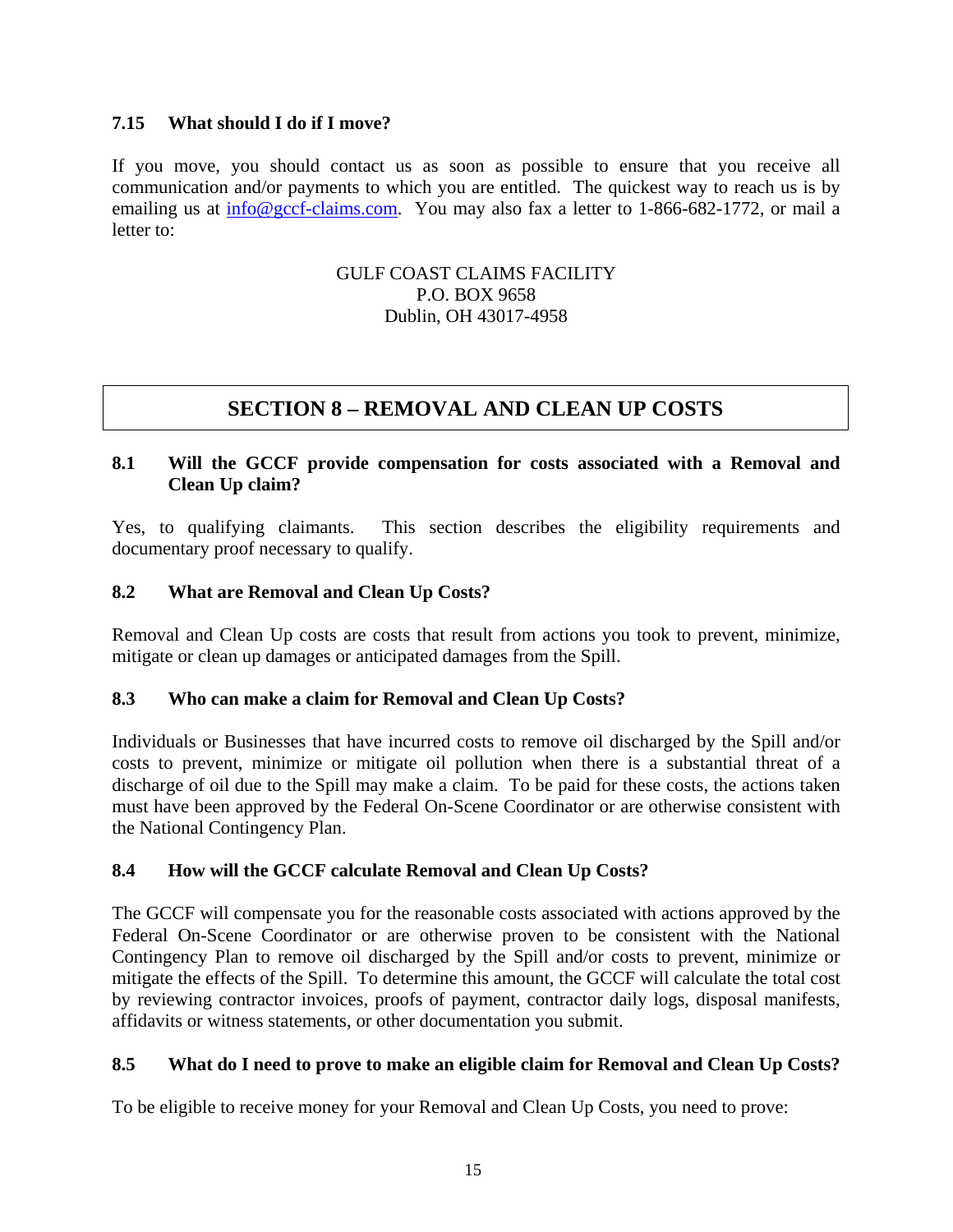### 7.15 What should I do if I move?

If you move, you should contact us as soon as possible to ensure that you receive all communication and/or payments to which you are entitled. The quickest way to reach us is by emailing us at info@gccf-claims.com. You may also fax a letter to 1-866-682-1772, or mail a letter to:

GULF COAST CLAIMS FACILITY
P.O. BOX 9658
Dublin, OH 43017-4958

## SECTION 8 – REMOVAL AND CLEAN UP COSTS

### 8.1 Will the GCCF provide compensation for costs associated with a Removal and Clean Up claim?

Yes, to qualifying claimants. This section describes the eligibility requirements and documentary proof necessary to qualify.

### 8.2 What are Removal and Clean Up Costs?

Removal and Clean Up costs are costs that result from actions you took to prevent, minimize, mitigate or clean up damages or anticipated damages from the Spill.

### 8.3 Who can make a claim for Removal and Clean Up Costs?

Individuals or Businesses that have incurred costs to remove oil discharged by the Spill and/or costs to prevent, minimize or mitigate oil pollution when there is a substantial threat of a discharge of oil due to the Spill may make a claim. To be paid for these costs, the actions taken must have been approved by the Federal On-Scene Coordinator or are otherwise consistent with the National Contingency Plan.

### 8.4 How will the GCCF calculate Removal and Clean Up Costs?

The GCCF will compensate you for the reasonable costs associated with actions approved by the Federal On-Scene Coordinator or are otherwise proven to be consistent with the National Contingency Plan to remove oil discharged by the Spill and/or costs to prevent, minimize or mitigate the effects of the Spill. To determine this amount, the GCCF will calculate the total cost by reviewing contractor invoices, proofs of payment, contractor daily logs, disposal manifests, affidavits or witness statements, or other documentation you submit.

### 8.5 What do I need to prove to make an eligible claim for Removal and Clean Up Costs?

To be eligible to receive money for your Removal and Clean Up Costs, you need to prove: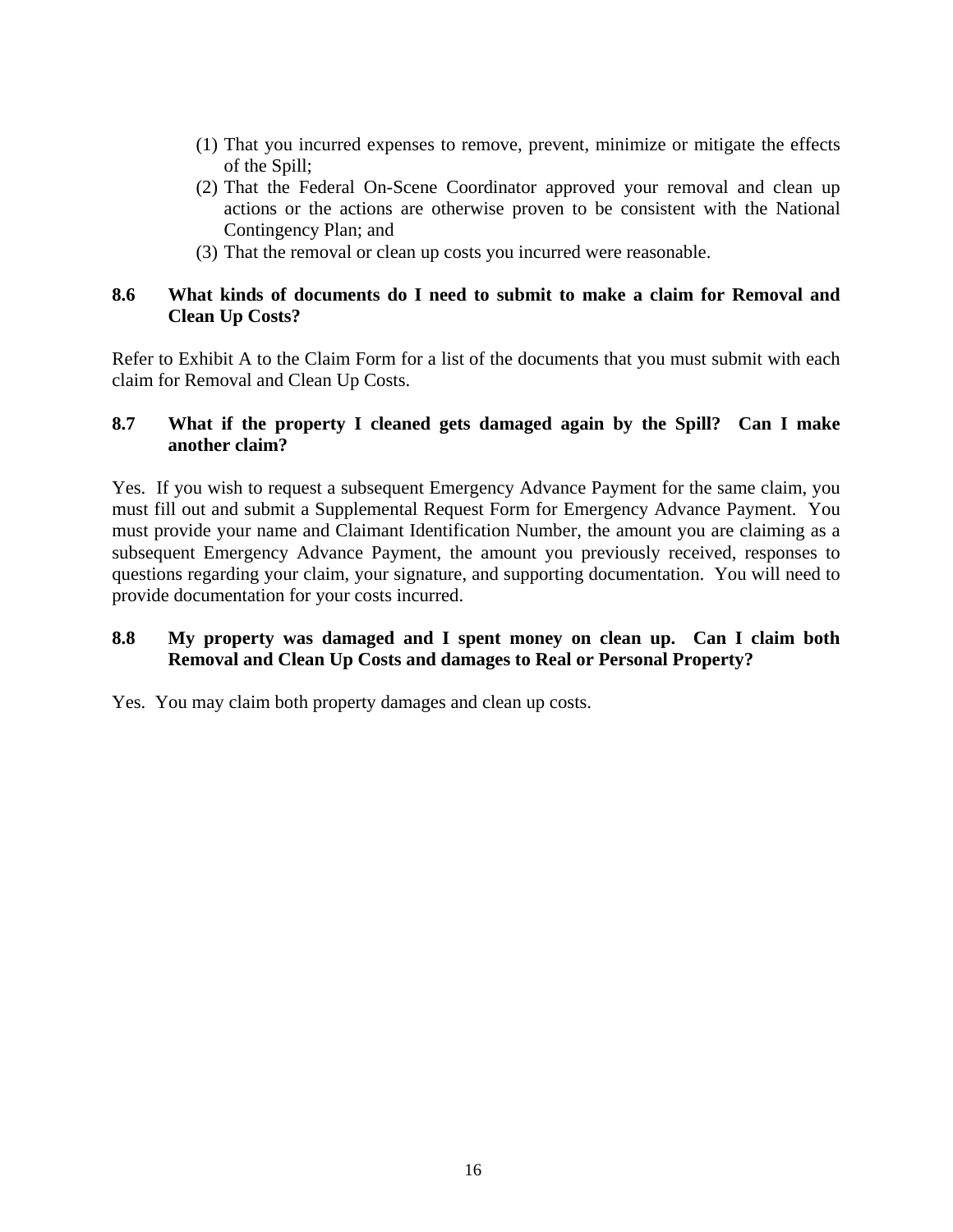(1) That you incurred expenses to remove, prevent, minimize or mitigate the effects of the Spill;
(2) That the Federal On-Scene Coordinator approved your removal and clean up actions or the actions are otherwise proven to be consistent with the National Contingency Plan; and
(3) That the removal or clean up costs you incurred were reasonable.

### 8.6 What kinds of documents do I need to submit to make a claim for Removal and Clean Up Costs?

Refer to Exhibit A to the Claim Form for a list of the documents that you must submit with each claim for Removal and Clean Up Costs.

### 8.7 What if the property I cleaned gets damaged again by the Spill? Can I make another claim?

Yes. If you wish to request a subsequent Emergency Advance Payment for the same claim, you must fill out and submit a Supplemental Request Form for Emergency Advance Payment. You must provide your name and Claimant Identification Number, the amount you are claiming as a subsequent Emergency Advance Payment, the amount you previously received, responses to questions regarding your claim, your signature, and supporting documentation. You will need to provide documentation for your costs incurred.

### 8.8 My property was damaged and I spent money on clean up. Can I claim both Removal and Clean Up Costs and damages to Real or Personal Property?

Yes. You may claim both property damages and clean up costs.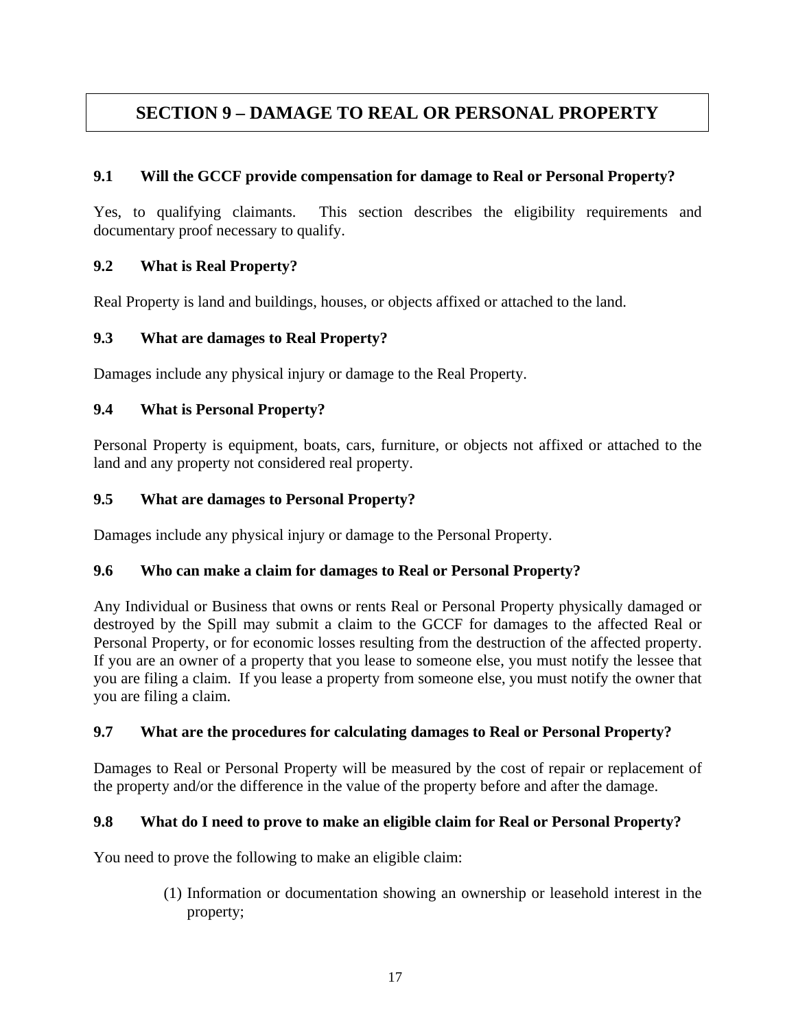# SECTION 9 – DAMAGE TO REAL OR PERSONAL PROPERTY

### 9.1 Will the GCCF provide compensation for damage to Real or Personal Property?

Yes, to qualifying claimants. This section describes the eligibility requirements and documentary proof necessary to qualify.

### 9.2 What is Real Property?

Real Property is land and buildings, houses, or objects affixed or attached to the land.

### 9.3 What are damages to Real Property?

Damages include any physical injury or damage to the Real Property.

### 9.4 What is Personal Property?

Personal Property is equipment, boats, cars, furniture, or objects not affixed or attached to the land and any property not considered real property.

### 9.5 What are damages to Personal Property?

Damages include any physical injury or damage to the Personal Property.

### 9.6 Who can make a claim for damages to Real or Personal Property?

Any Individual or Business that owns or rents Real or Personal Property physically damaged or destroyed by the Spill may submit a claim to the GCCF for damages to the affected Real or Personal Property, or for economic losses resulting from the destruction of the affected property. If you are an owner of a property that you lease to someone else, you must notify the lessee that you are filing a claim. If you lease a property from someone else, you must notify the owner that you are filing a claim.

### 9.7 What are the procedures for calculating damages to Real or Personal Property?

Damages to Real or Personal Property will be measured by the cost of repair or replacement of the property and/or the difference in the value of the property before and after the damage.

### 9.8 What do I need to prove to make an eligible claim for Real or Personal Property?

You need to prove the following to make an eligible claim:

(1) Information or documentation showing an ownership or leasehold interest in the property;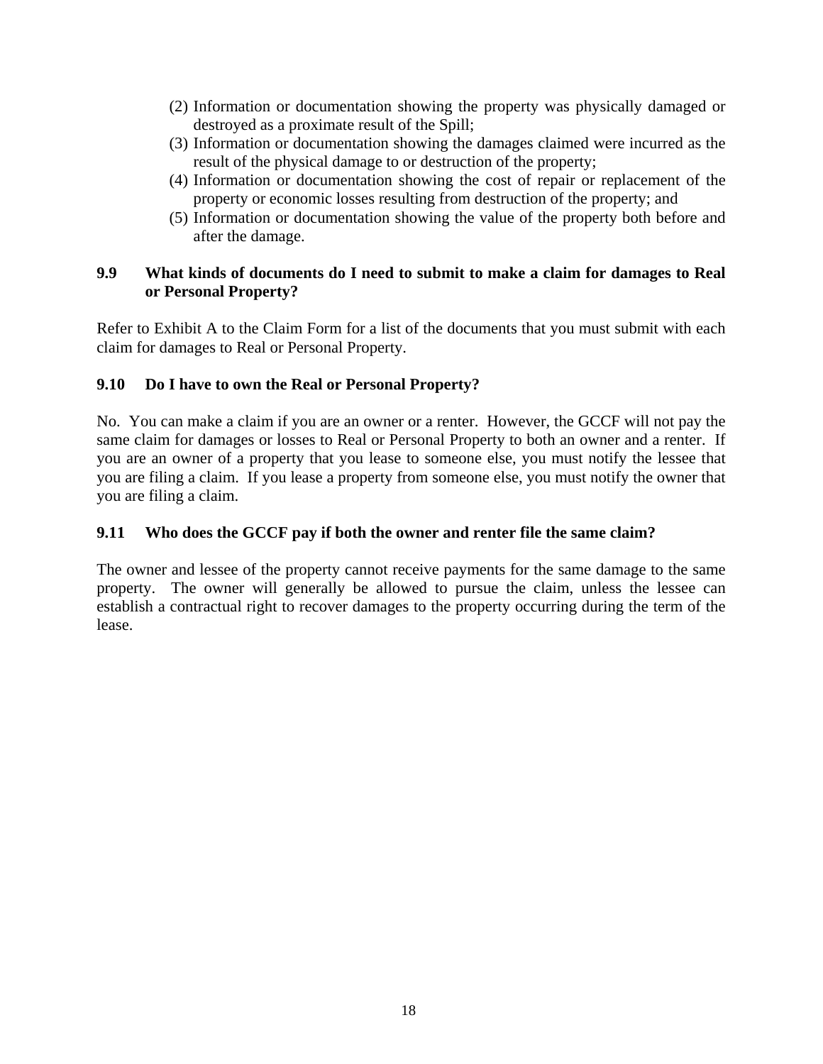(2) Information or documentation showing the property was physically damaged or destroyed as a proximate result of the Spill;
(3) Information or documentation showing the damages claimed were incurred as the result of the physical damage to or destruction of the property;
(4) Information or documentation showing the cost of repair or replacement of the property or economic losses resulting from destruction of the property; and
(5) Information or documentation showing the value of the property both before and after the damage.

### 9.9 What kinds of documents do I need to submit to make a claim for damages to Real or Personal Property?

Refer to Exhibit A to the Claim Form for a list of the documents that you must submit with each claim for damages to Real or Personal Property.

### 9.10 Do I have to own the Real or Personal Property?

No. You can make a claim if you are an owner or a renter. However, the GCCF will not pay the same claim for damages or losses to Real or Personal Property to both an owner and a renter. If you are an owner of a property that you lease to someone else, you must notify the lessee that you are filing a claim. If you lease a property from someone else, you must notify the owner that you are filing a claim.

### 9.11 Who does the GCCF pay if both the owner and renter file the same claim?

The owner and lessee of the property cannot receive payments for the same damage to the same property. The owner will generally be allowed to pursue the claim, unless the lessee can establish a contractual right to recover damages to the property occurring during the term of the lease.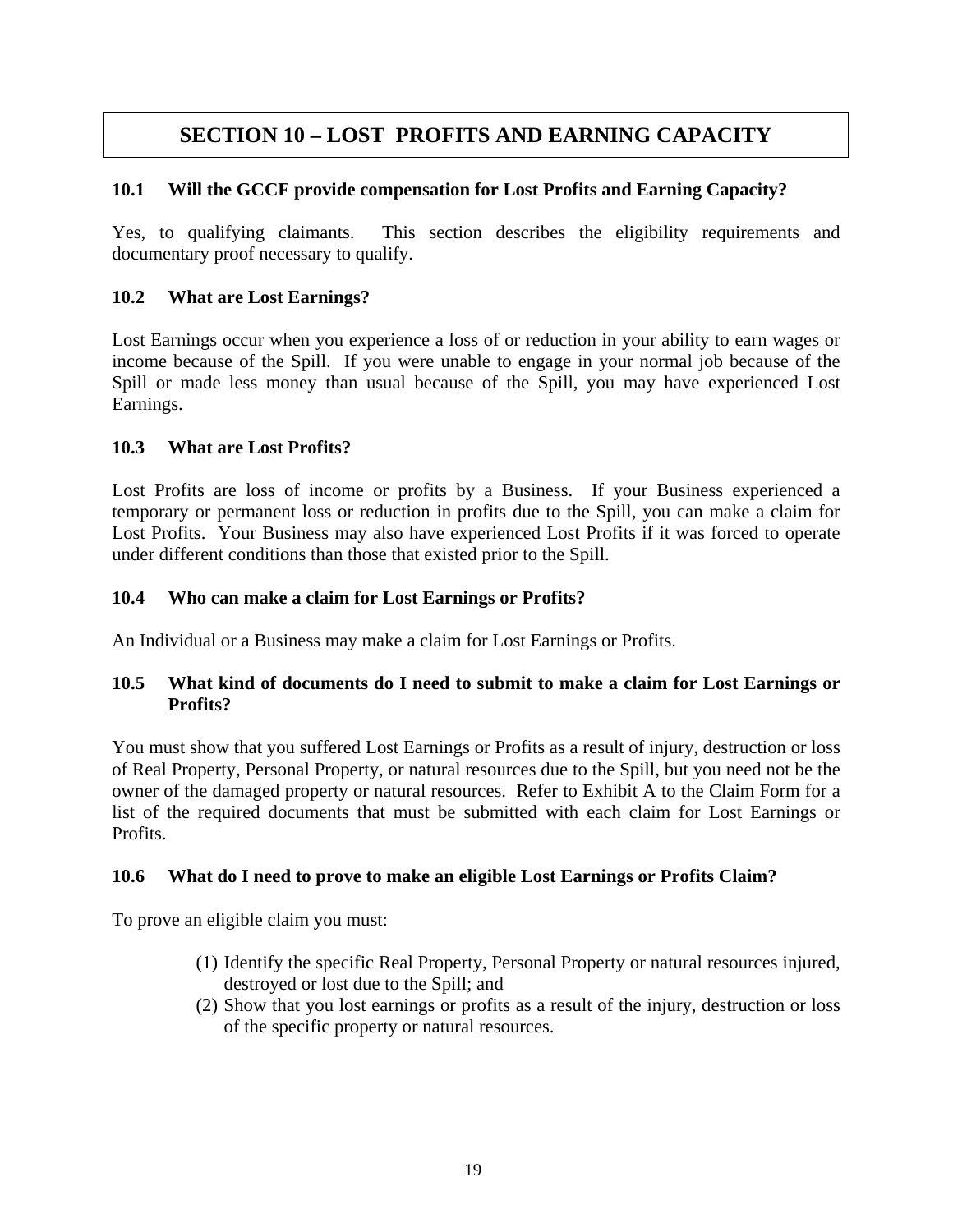# SECTION 10 – LOST PROFITS AND EARNING CAPACITY

### 10.1 Will the GCCF provide compensation for Lost Profits and Earning Capacity?

Yes, to qualifying claimants. This section describes the eligibility requirements and documentary proof necessary to qualify.

### 10.2 What are Lost Earnings?

Lost Earnings occur when you experience a loss of or reduction in your ability to earn wages or income because of the Spill. If you were unable to engage in your normal job because of the Spill or made less money than usual because of the Spill, you may have experienced Lost Earnings.

### 10.3 What are Lost Profits?

Lost Profits are loss of income or profits by a Business. If your Business experienced a temporary or permanent loss or reduction in profits due to the Spill, you can make a claim for Lost Profits. Your Business may also have experienced Lost Profits if it was forced to operate under different conditions than those that existed prior to the Spill.

### 10.4 Who can make a claim for Lost Earnings or Profits?

An Individual or a Business may make a claim for Lost Earnings or Profits.

### 10.5 What kind of documents do I need to submit to make a claim for Lost Earnings or Profits?

You must show that you suffered Lost Earnings or Profits as a result of injury, destruction or loss of Real Property, Personal Property, or natural resources due to the Spill, but you need not be the owner of the damaged property or natural resources. Refer to Exhibit A to the Claim Form for a list of the required documents that must be submitted with each claim for Lost Earnings or Profits.

### 10.6 What do I need to prove to make an eligible Lost Earnings or Profits Claim?

To prove an eligible claim you must:

(1) Identify the specific Real Property, Personal Property or natural resources injured, destroyed or lost due to the Spill; and

(2) Show that you lost earnings or profits as a result of the injury, destruction or loss of the specific property or natural resources.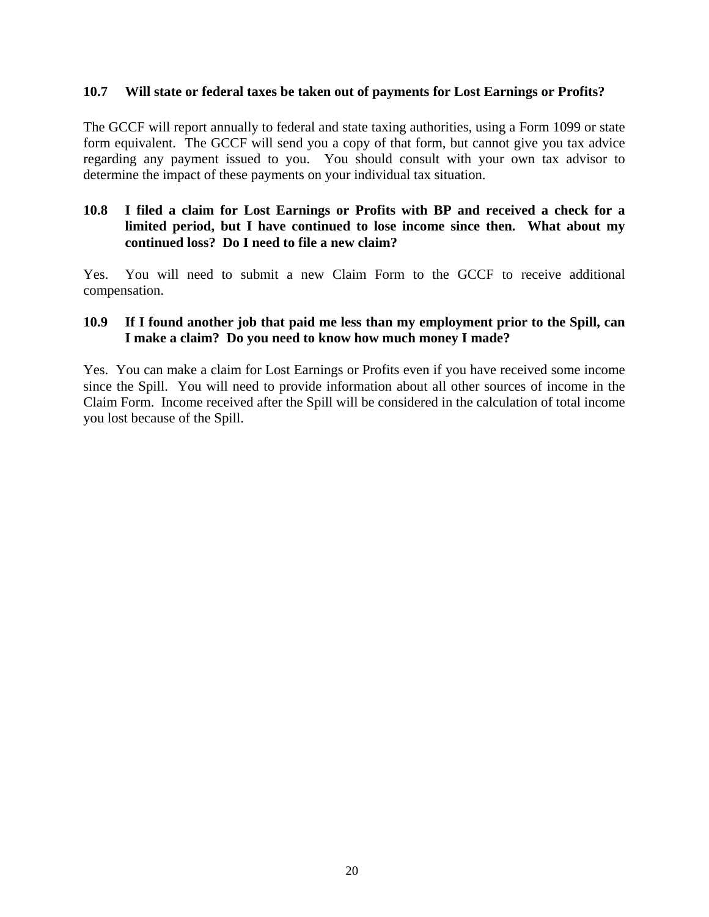### 10.7 Will state or federal taxes be taken out of payments for Lost Earnings or Profits?

The GCCF will report annually to federal and state taxing authorities, using a Form 1099 or state form equivalent. The GCCF will send you a copy of that form, but cannot give you tax advice regarding any payment issued to you. You should consult with your own tax advisor to determine the impact of these payments on your individual tax situation.

### 10.8 I filed a claim for Lost Earnings or Profits with BP and received a check for a limited period, but I have continued to lose income since then. What about my continued loss? Do I need to file a new claim?

Yes. You will need to submit a new Claim Form to the GCCF to receive additional compensation.

### 10.9 If I found another job that paid me less than my employment prior to the Spill, can I make a claim? Do you need to know how much money I made?

Yes. You can make a claim for Lost Earnings or Profits even if you have received some income since the Spill. You will need to provide information about all other sources of income in the Claim Form. Income received after the Spill will be considered in the calculation of total income you lost because of the Spill.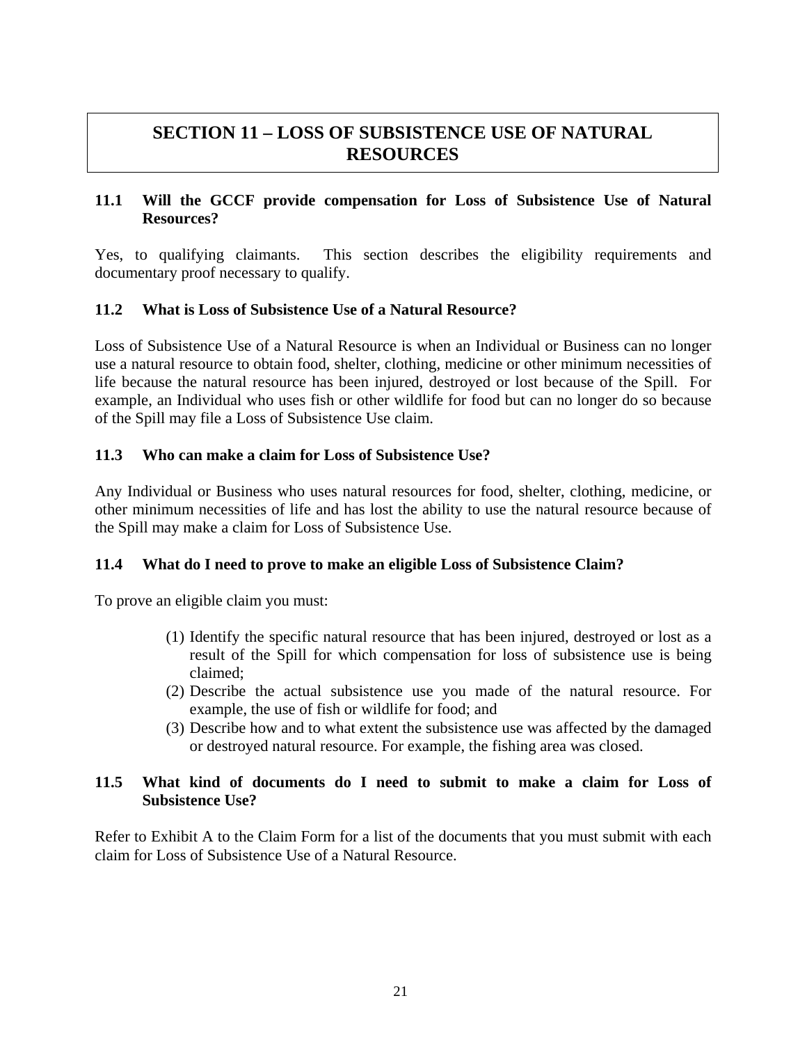# SECTION 11 – LOSS OF SUBSISTENCE USE OF NATURAL RESOURCES

### 11.1 Will the GCCF provide compensation for Loss of Subsistence Use of Natural Resources?

Yes, to qualifying claimants. This section describes the eligibility requirements and documentary proof necessary to qualify.

### 11.2 What is Loss of Subsistence Use of a Natural Resource?

Loss of Subsistence Use of a Natural Resource is when an Individual or Business can no longer use a natural resource to obtain food, shelter, clothing, medicine or other minimum necessities of life because the natural resource has been injured, destroyed or lost because of the Spill. For example, an Individual who uses fish or other wildlife for food but can no longer do so because of the Spill may file a Loss of Subsistence Use claim.

### 11.3 Who can make a claim for Loss of Subsistence Use?

Any Individual or Business who uses natural resources for food, shelter, clothing, medicine, or other minimum necessities of life and has lost the ability to use the natural resource because of the Spill may make a claim for Loss of Subsistence Use.

### 11.4 What do I need to prove to make an eligible Loss of Subsistence Claim?

To prove an eligible claim you must:

(1) Identify the specific natural resource that has been injured, destroyed or lost as a result of the Spill for which compensation for loss of subsistence use is being claimed;
(2) Describe the actual subsistence use you made of the natural resource. For example, the use of fish or wildlife for food; and
(3) Describe how and to what extent the subsistence use was affected by the damaged or destroyed natural resource. For example, the fishing area was closed.

### 11.5 What kind of documents do I need to submit to make a claim for Loss of Subsistence Use?

Refer to Exhibit A to the Claim Form for a list of the documents that you must submit with each claim for Loss of Subsistence Use of a Natural Resource.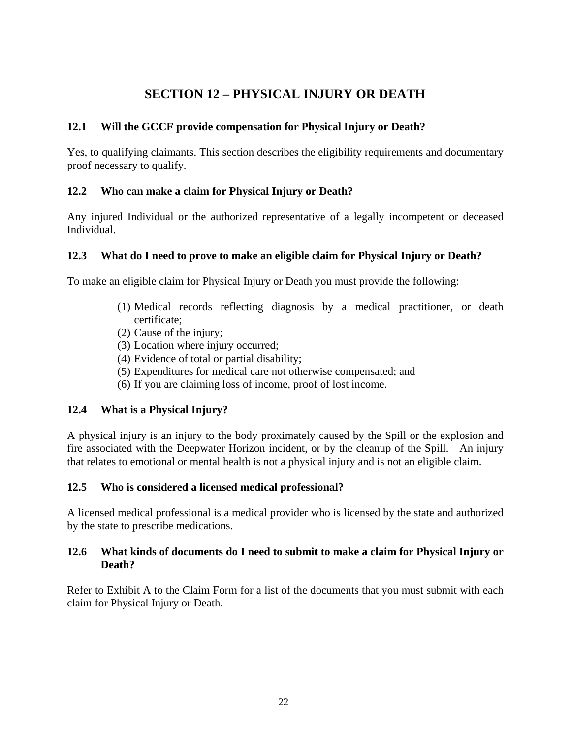# SECTION 12 – PHYSICAL INJURY OR DEATH

### 12.1 Will the GCCF provide compensation for Physical Injury or Death?

Yes, to qualifying claimants. This section describes the eligibility requirements and documentary proof necessary to qualify.

### 12.2 Who can make a claim for Physical Injury or Death?

Any injured Individual or the authorized representative of a legally incompetent or deceased Individual.

### 12.3 What do I need to prove to make an eligible claim for Physical Injury or Death?

To make an eligible claim for Physical Injury or Death you must provide the following:

(1) Medical records reflecting diagnosis by a medical practitioner, or death certificate;
(2) Cause of the injury;
(3) Location where injury occurred;
(4) Evidence of total or partial disability;
(5) Expenditures for medical care not otherwise compensated; and
(6) If you are claiming loss of income, proof of lost income.

### 12.4 What is a Physical Injury?

A physical injury is an injury to the body proximately caused by the Spill or the explosion and fire associated with the Deepwater Horizon incident, or by the cleanup of the Spill. An injury that relates to emotional or mental health is not a physical injury and is not an eligible claim.

### 12.5 Who is considered a licensed medical professional?

A licensed medical professional is a medical provider who is licensed by the state and authorized by the state to prescribe medications.

### 12.6 What kinds of documents do I need to submit to make a claim for Physical Injury or Death?

Refer to Exhibit A to the Claim Form for a list of the documents that you must submit with each claim for Physical Injury or Death.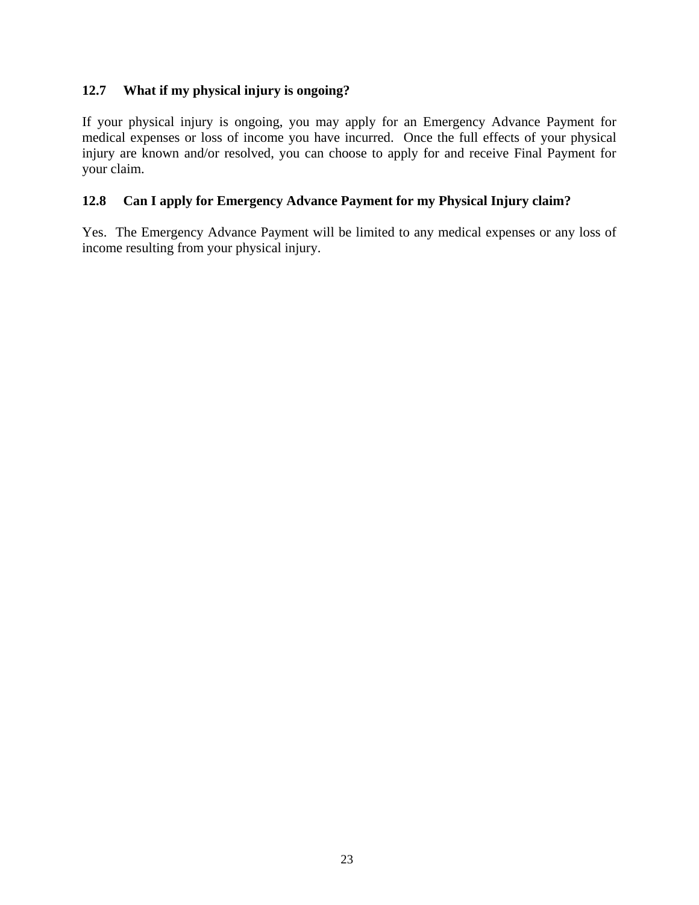### 12.7 What if my physical injury is ongoing?

If your physical injury is ongoing, you may apply for an Emergency Advance Payment for medical expenses or loss of income you have incurred. Once the full effects of your physical injury are known and/or resolved, you can choose to apply for and receive Final Payment for your claim.

### 12.8 Can I apply for Emergency Advance Payment for my Physical Injury claim?

Yes. The Emergency Advance Payment will be limited to any medical expenses or any loss of income resulting from your physical injury.